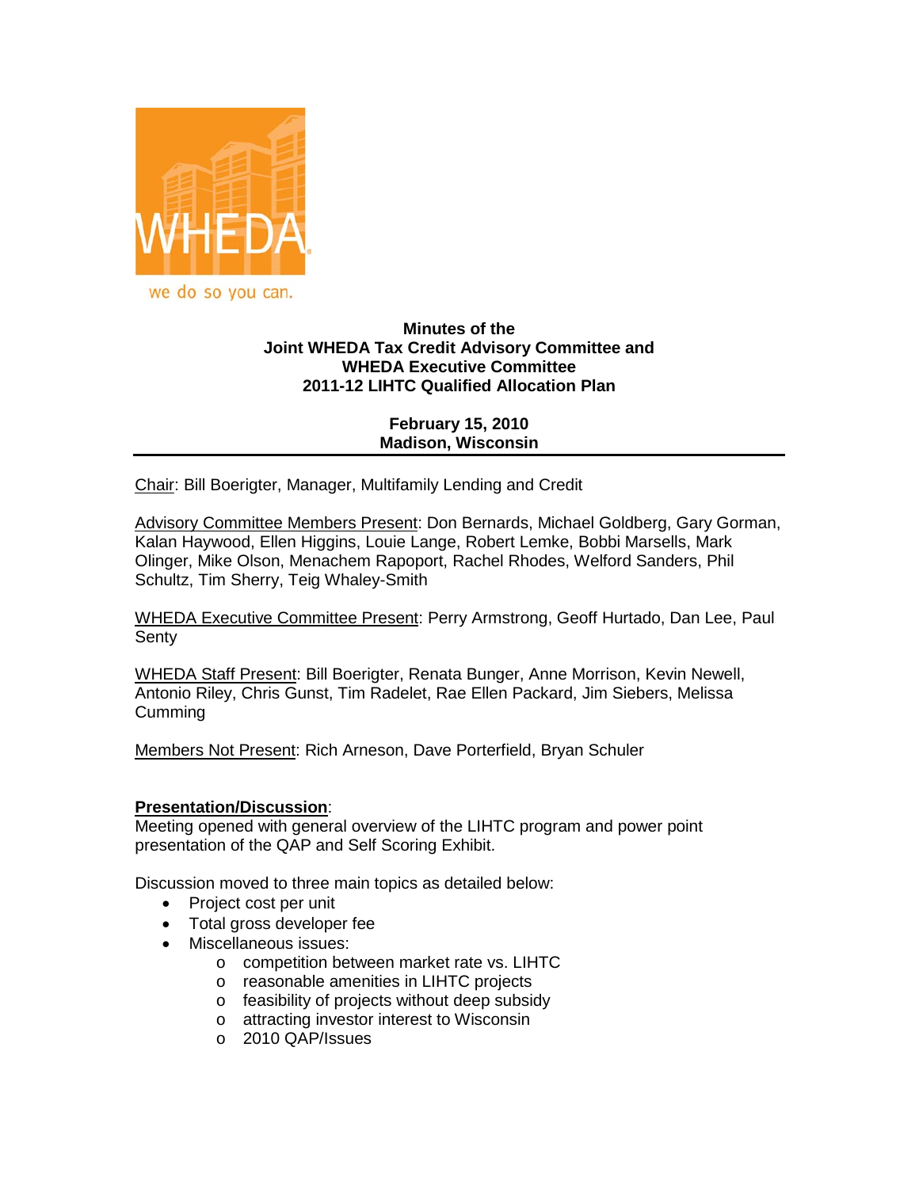WHEDA

we do so you can.

**Minutes of the**
**Joint WHEDA Tax Credit Advisory Committee and**
**WHEDA Executive Committee**
**2011-12 LIHTC Qualified Allocation Plan**

**February 15, 2010**
**Madison, Wisconsin**

---

Chair: Bill Boerigter, Manager, Multifamily Lending and Credit

Advisory Committee Members Present: Don Bernards, Michael Goldberg, Gary Gorman, Kalan Haywood, Ellen Higgins, Louie Lange, Robert Lemke, Bobbi Marsells, Mark Olinger, Mike Olson, Menachem Rapoport, Rachel Rhodes, Welford Sanders, Phil Schultz, Tim Sherry, Teig Whaley-Smith

WHEDA Executive Committee Present: Perry Armstrong, Geoff Hurtado, Dan Lee, Paul Senty

WHEDA Staff Present: Bill Boerigter, Renata Bunger, Anne Morrison, Kevin Newell, Antonio Riley, Chris Gunst, Tim Radelet, Rae Ellen Packard, Jim Siebers, Melissa Cumming

Members Not Present: Rich Arneson, Dave Porterfield, Bryan Schuler

**Presentation/Discussion**:
Meeting opened with general overview of the LIHTC program and power point presentation of the QAP and Self Scoring Exhibit.

Discussion moved to three main topics as detailed below:

- Project cost per unit
- Total gross developer fee
- Miscellaneous issues:
  - competition between market rate vs. LIHTC
  - reasonable amenities in LIHTC projects
  - feasibility of projects without deep subsidy
  - attracting investor interest to Wisconsin
  - 2010 QAP/Issues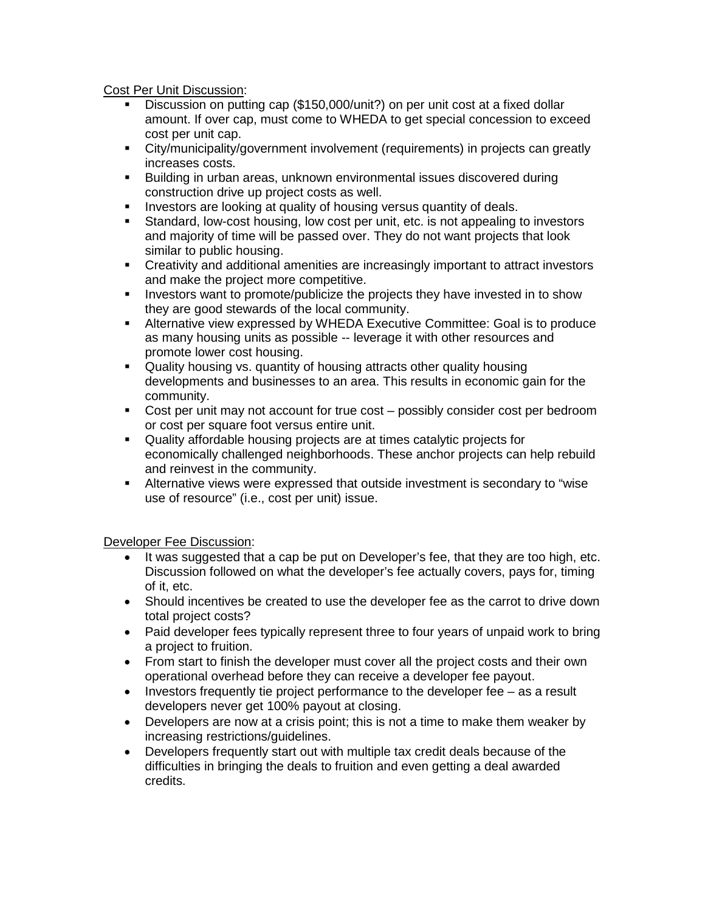<u>Cost Per Unit Discussion</u>:

- Discussion on putting cap ($150,000/unit?) on per unit cost at a fixed dollar amount. If over cap, must come to WHEDA to get special concession to exceed cost per unit cap.
- City/municipality/government involvement (requirements) in projects can greatly increases costs.
- Building in urban areas, unknown environmental issues discovered during construction drive up project costs as well.
- Investors are looking at quality of housing versus quantity of deals.
- Standard, low-cost housing, low cost per unit, etc. is not appealing to investors and majority of time will be passed over. They do not want projects that look similar to public housing.
- Creativity and additional amenities are increasingly important to attract investors and make the project more competitive.
- Investors want to promote/publicize the projects they have invested in to show they are good stewards of the local community.
- Alternative view expressed by WHEDA Executive Committee: Goal is to produce as many housing units as possible -- leverage it with other resources and promote lower cost housing.
- Quality housing vs. quantity of housing attracts other quality housing developments and businesses to an area. This results in economic gain for the community.
- Cost per unit may not account for true cost – possibly consider cost per bedroom or cost per square foot versus entire unit.
- Quality affordable housing projects are at times catalytic projects for economically challenged neighborhoods. These anchor projects can help rebuild and reinvest in the community.
- Alternative views were expressed that outside investment is secondary to "wise use of resource" (i.e., cost per unit) issue.

<u>Developer Fee Discussion</u>:

- It was suggested that a cap be put on Developer's fee, that they are too high, etc. Discussion followed on what the developer's fee actually covers, pays for, timing of it, etc.
- Should incentives be created to use the developer fee as the carrot to drive down total project costs?
- Paid developer fees typically represent three to four years of unpaid work to bring a project to fruition.
- From start to finish the developer must cover all the project costs and their own operational overhead before they can receive a developer fee payout.
- Investors frequently tie project performance to the developer fee – as a result developers never get 100% payout at closing.
- Developers are now at a crisis point; this is not a time to make them weaker by increasing restrictions/guidelines.
- Developers frequently start out with multiple tax credit deals because of the difficulties in bringing the deals to fruition and even getting a deal awarded credits.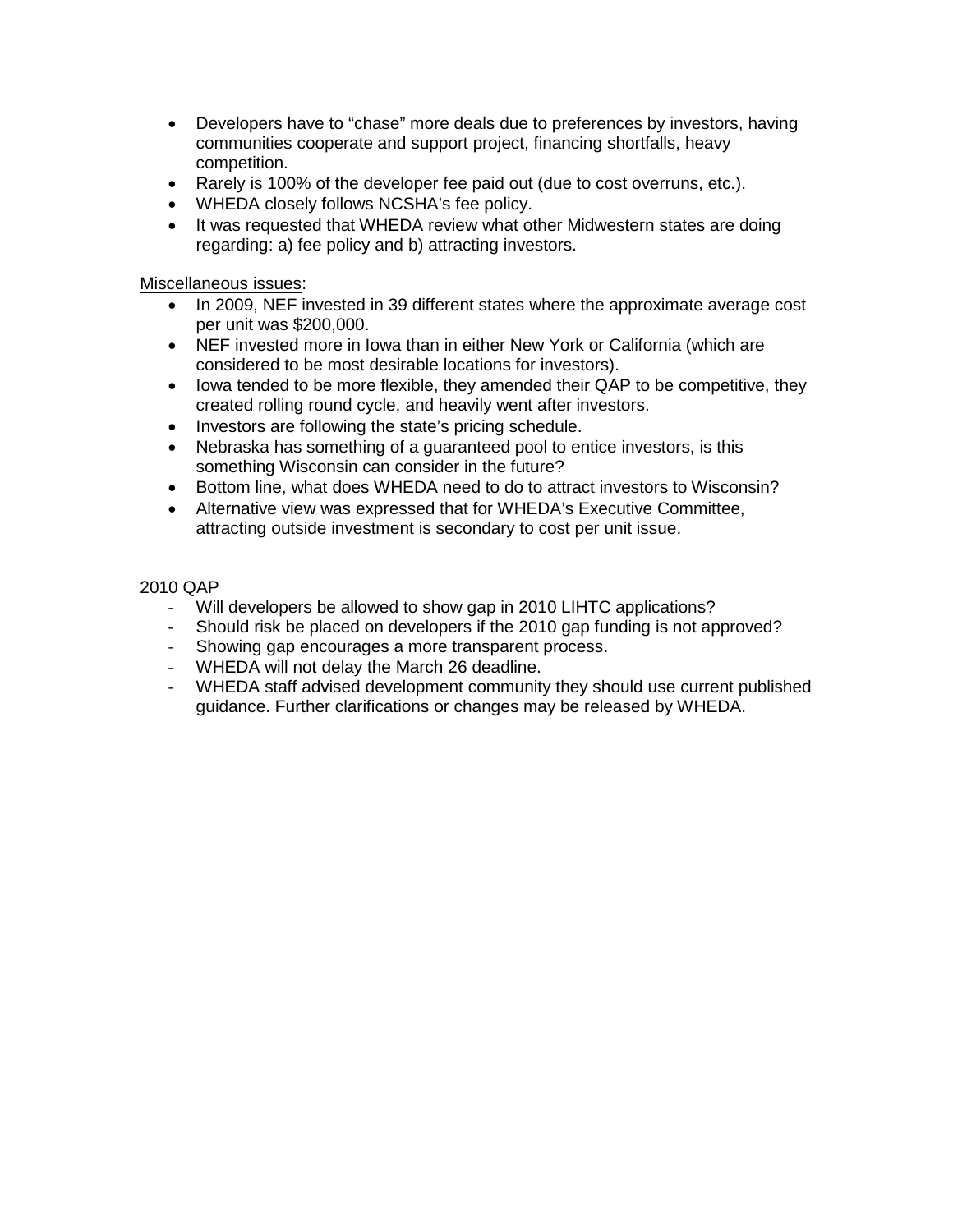- Developers have to "chase" more deals due to preferences by investors, having communities cooperate and support project, financing shortfalls, heavy competition.
- Rarely is 100% of the developer fee paid out (due to cost overruns, etc.).
- WHEDA closely follows NCSHA's fee policy.
- It was requested that WHEDA review what other Midwestern states are doing regarding: a) fee policy and b) attracting investors.

<u>Miscellaneous issues</u>:

- In 2009, NEF invested in 39 different states where the approximate average cost per unit was $200,000.
- NEF invested more in Iowa than in either New York or California (which are considered to be most desirable locations for investors).
- Iowa tended to be more flexible, they amended their QAP to be competitive, they created rolling round cycle, and heavily went after investors.
- Investors are following the state's pricing schedule.
- Nebraska has something of a guaranteed pool to entice investors, is this something Wisconsin can consider in the future?
- Bottom line, what does WHEDA need to do to attract investors to Wisconsin?
- Alternative view was expressed that for WHEDA's Executive Committee, attracting outside investment is secondary to cost per unit issue.

2010 QAP

- Will developers be allowed to show gap in 2010 LIHTC applications?
- Should risk be placed on developers if the 2010 gap funding is not approved?
- Showing gap encourages a more transparent process.
- WHEDA will not delay the March 26 deadline.
- WHEDA staff advised development community they should use current published guidance. Further clarifications or changes may be released by WHEDA.